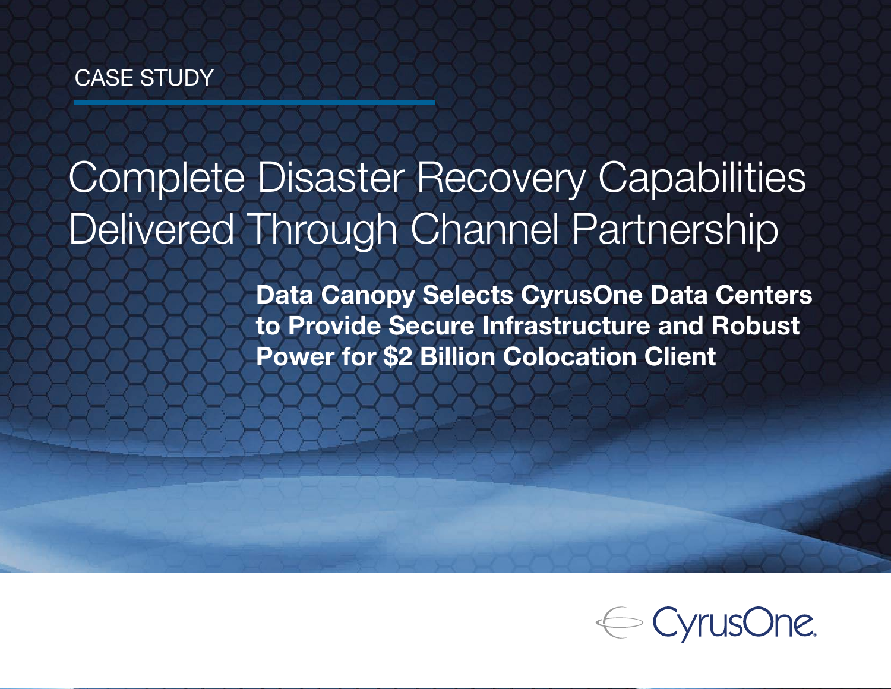CASE STUDY

# Complete Disaster Recovery Capabilities Delivered Through Channel Partnership

**Data Canopy Selects CyrusOne Data Centers to Provide Secure Infrastructure and Robust Power for $2 Billion Colocation Client**

CyrusOne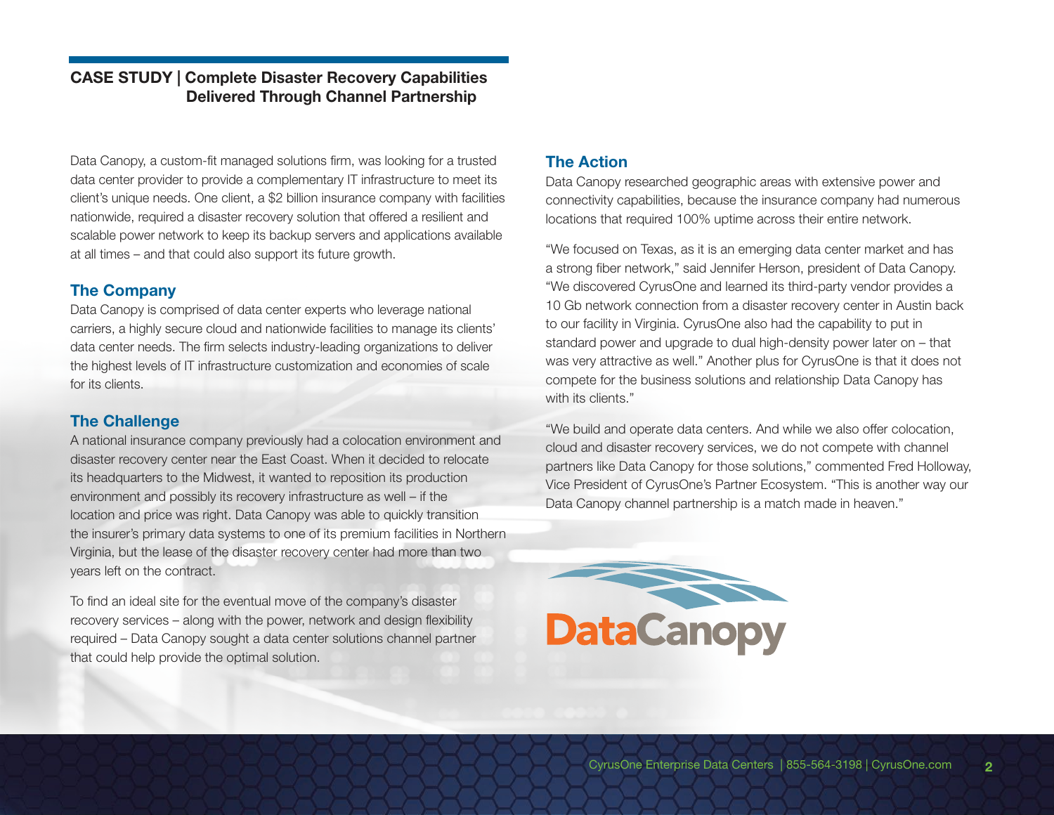## CASE STUDY | Complete Disaster Recovery Capabilities Delivered Through Channel Partnership

Data Canopy, a custom-fit managed solutions firm, was looking for a trusted data center provider to provide a complementary IT infrastructure to meet its client's unique needs. One client, a $2 billion insurance company with facilities nationwide, required a disaster recovery solution that offered a resilient and scalable power network to keep its backup servers and applications available at all times – and that could also support its future growth.

### The Company

Data Canopy is comprised of data center experts who leverage national carriers, a highly secure cloud and nationwide facilities to manage its clients' data center needs. The firm selects industry-leading organizations to deliver the highest levels of IT infrastructure customization and economies of scale for its clients.

### The Challenge

A national insurance company previously had a colocation environment and disaster recovery center near the East Coast. When it decided to relocate its headquarters to the Midwest, it wanted to reposition its production environment and possibly its recovery infrastructure as well – if the location and price was right. Data Canopy was able to quickly transition the insurer's primary data systems to one of its premium facilities in Northern Virginia, but the lease of the disaster recovery center had more than two years left on the contract.

To find an ideal site for the eventual move of the company's disaster recovery services – along with the power, network and design flexibility required – Data Canopy sought a data center solutions channel partner that could help provide the optimal solution.

### The Action

Data Canopy researched geographic areas with extensive power and connectivity capabilities, because the insurance company had numerous locations that required 100% uptime across their entire network.

"We focused on Texas, as it is an emerging data center market and has a strong fiber network," said Jennifer Herson, president of Data Canopy. "We discovered CyrusOne and learned its third-party vendor provides a 10 Gb network connection from a disaster recovery center in Austin back to our facility in Virginia. CyrusOne also had the capability to put in standard power and upgrade to dual high-density power later on – that was very attractive as well." Another plus for CyrusOne is that it does not compete for the business solutions and relationship Data Canopy has with its clients."

"We build and operate data centers. And while we also offer colocation, cloud and disaster recovery services, we do not compete with channel partners like Data Canopy for those solutions," commented Fred Holloway, Vice President of CyrusOne's Partner Ecosystem. "This is another way our Data Canopy channel partnership is a match made in heaven."

DataCanopy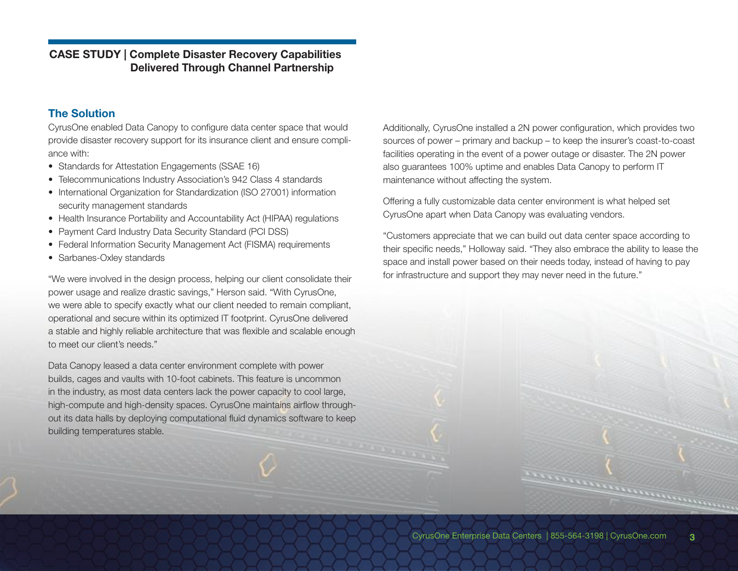## The Solution

CyrusOne enabled Data Canopy to configure data center space that would provide disaster recovery support for its insurance client and ensure compliance with:

- Standards for Attestation Engagements (SSAE 16)
- Telecommunications Industry Association's 942 Class 4 standards
- International Organization for Standardization (ISO 27001) information security management standards
- Health Insurance Portability and Accountability Act (HIPAA) regulations
- Payment Card Industry Data Security Standard (PCI DSS)
- Federal Information Security Management Act (FISMA) requirements
- Sarbanes-Oxley standards

"We were involved in the design process, helping our client consolidate their power usage and realize drastic savings," Herson said. "With CyrusOne, we were able to specify exactly what our client needed to remain compliant, operational and secure within its optimized IT footprint. CyrusOne delivered a stable and highly reliable architecture that was flexible and scalable enough to meet our client's needs."

Data Canopy leased a data center environment complete with power builds, cages and vaults with 10-foot cabinets. This feature is uncommon in the industry, as most data centers lack the power capacity to cool large, high-compute and high-density spaces. CyrusOne maintains airflow throughout its data halls by deploying computational fluid dynamics software to keep building temperatures stable.

Additionally, CyrusOne installed a 2N power configuration, which provides two sources of power – primary and backup – to keep the insurer's coast-to-coast facilities operating in the event of a power outage or disaster. The 2N power also guarantees 100% uptime and enables Data Canopy to perform IT maintenance without affecting the system.

Offering a fully customizable data center environment is what helped set CyrusOne apart when Data Canopy was evaluating vendors.

"Customers appreciate that we can build out data center space according to their specific needs," Holloway said. "They also embrace the ability to lease the space and install power based on their needs today, instead of having to pay for infrastructure and support they may never need in the future."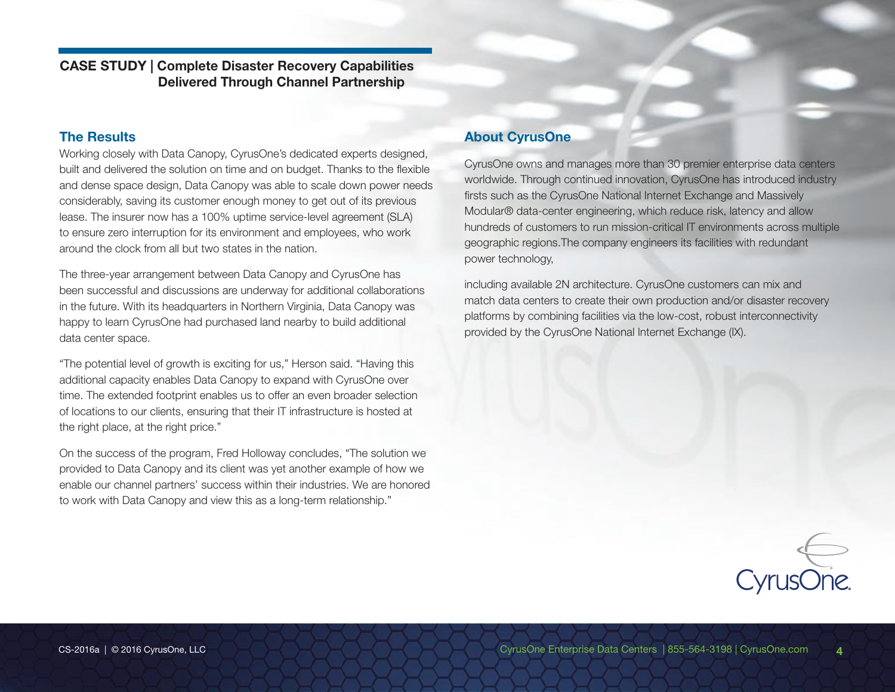**CASE STUDY | Complete Disaster Recovery Capabilities Delivered Through Channel Partnership**

## The Results

Working closely with Data Canopy, CyrusOne's dedicated experts designed, built and delivered the solution on time and on budget. Thanks to the flexible and dense space design, Data Canopy was able to scale down power needs considerably, saving its customer enough money to get out of its previous lease. The insurer now has a 100% uptime service-level agreement (SLA) to ensure zero interruption for its environment and employees, who work around the clock from all but two states in the nation.

The three-year arrangement between Data Canopy and CyrusOne has been successful and discussions are underway for additional collaborations in the future. With its headquarters in Northern Virginia, Data Canopy was happy to learn CyrusOne had purchased land nearby to build additional data center space.

"The potential level of growth is exciting for us," Herson said. "Having this additional capacity enables Data Canopy to expand with CyrusOne over time. The extended footprint enables us to offer an even broader selection of locations to our clients, ensuring that their IT infrastructure is hosted at the right place, at the right price."

On the success of the program, Fred Holloway concludes, "The solution we provided to Data Canopy and its client was yet another example of how we enable our channel partners' success within their industries. We are honored to work with Data Canopy and view this as a long-term relationship."

## About CyrusOne

CyrusOne owns and manages more than 30 premier enterprise data centers worldwide. Through continued innovation, CyrusOne has introduced industry firsts such as the CyrusOne National Internet Exchange and Massively Modular® data-center engineering, which reduce risk, latency and allow hundreds of customers to run mission-critical IT environments across multiple geographic regions.The company engineers its facilities with redundant power technology,

including available 2N architecture. CyrusOne customers can mix and match data centers to create their own production and/or disaster recovery platforms by combining facilities via the low-cost, robust interconnectivity provided by the CyrusOne National Internet Exchange (IX).

CS-2016a | © 2016 CyrusOne, LLC

CyrusOne Enterprise Data Centers | 855-564-3198 | CyrusOne.com